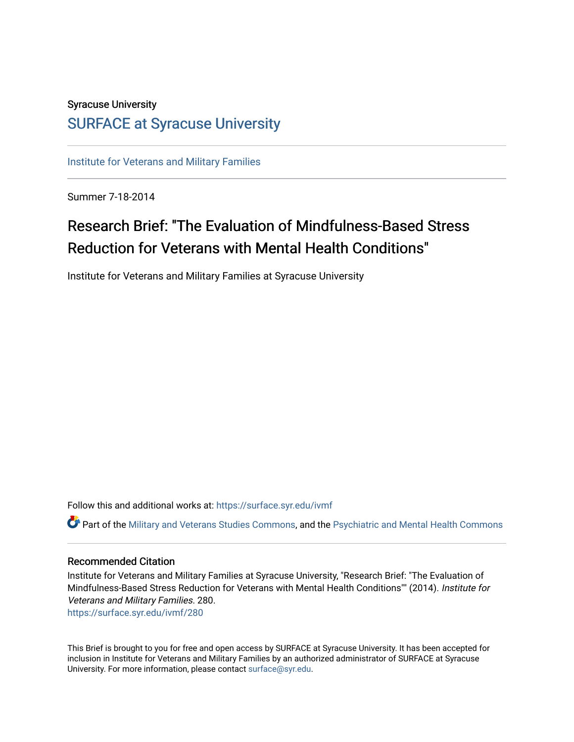Syracuse University

# SURFACE at Syracuse University

Institute for Veterans and Military Families

Summer 7-18-2014

## Research Brief: "The Evaluation of Mindfulness-Based Stress Reduction for Veterans with Mental Health Conditions"

Institute for Veterans and Military Families at Syracuse University

Follow this and additional works at: https://surface.syr.edu/ivmf

Part of the Military and Veterans Studies Commons, and the Psychiatric and Mental Health Commons

### Recommended Citation

Institute for Veterans and Military Families at Syracuse University, "Research Brief: "The Evaluation of Mindfulness-Based Stress Reduction for Veterans with Mental Health Conditions"" (2014). *Institute for Veterans and Military Families*. 280.
https://surface.syr.edu/ivmf/280

This Brief is brought to you for free and open access by SURFACE at Syracuse University. It has been accepted for inclusion in Institute for Veterans and Military Families by an authorized administrator of SURFACE at Syracuse University. For more information, please contact surface@syr.edu.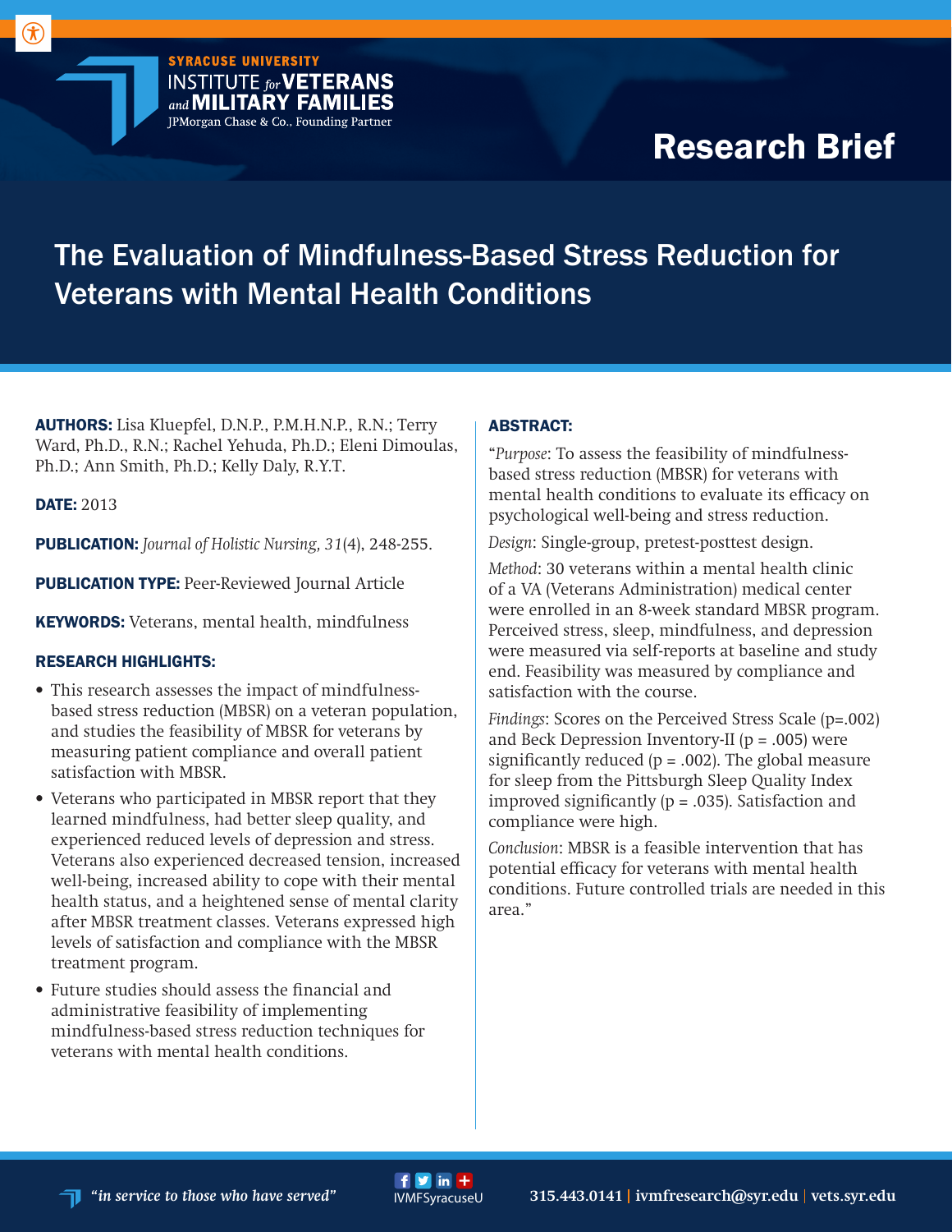Research Brief

# The Evaluation of Mindfulness-Based Stress Reduction for Veterans with Mental Health Conditions

**AUTHORS:** Lisa Kluepfel, D.N.P., P.M.H.N.P., R.N.; Terry Ward, Ph.D., R.N.; Rachel Yehuda, Ph.D.; Eleni Dimoulas, Ph.D.; Ann Smith, Ph.D.; Kelly Daly, R.Y.T.

**DATE:** 2013

**PUBLICATION:** *Journal of Holistic Nursing, 31*(4), 248-255.

**PUBLICATION TYPE:** Peer-Reviewed Journal Article

**KEYWORDS:** Veterans, mental health, mindfulness

**RESEARCH HIGHLIGHTS:**

- This research assesses the impact of mindfulness-based stress reduction (MBSR) on a veteran population, and studies the feasibility of MBSR for veterans by measuring patient compliance and overall patient satisfaction with MBSR.
- Veterans who participated in MBSR report that they learned mindfulness, had better sleep quality, and experienced reduced levels of depression and stress. Veterans also experienced decreased tension, increased well-being, increased ability to cope with their mental health status, and a heightened sense of mental clarity after MBSR treatment classes. Veterans expressed high levels of satisfaction and compliance with the MBSR treatment program.
- Future studies should assess the financial and administrative feasibility of implementing mindfulness-based stress reduction techniques for veterans with mental health conditions.

**ABSTRACT:**

"*Purpose*: To assess the feasibility of mindfulness-based stress reduction (MBSR) for veterans with mental health conditions to evaluate its efficacy on psychological well-being and stress reduction.

*Design*: Single-group, pretest-posttest design.

*Method*: 30 veterans within a mental health clinic of a VA (Veterans Administration) medical center were enrolled in an 8-week standard MBSR program. Perceived stress, sleep, mindfulness, and depression were measured via self-reports at baseline and study end. Feasibility was measured by compliance and satisfaction with the course.

*Findings*: Scores on the Perceived Stress Scale ($p=.002$) and Beck Depression Inventory-II ($p = .005$) were significantly reduced ($p = .002$). The global measure for sleep from the Pittsburgh Sleep Quality Index improved significantly ($p = .035$). Satisfaction and compliance were high.

*Conclusion*: MBSR is a feasible intervention that has potential efficacy for veterans with mental health conditions. Future controlled trials are needed in this area."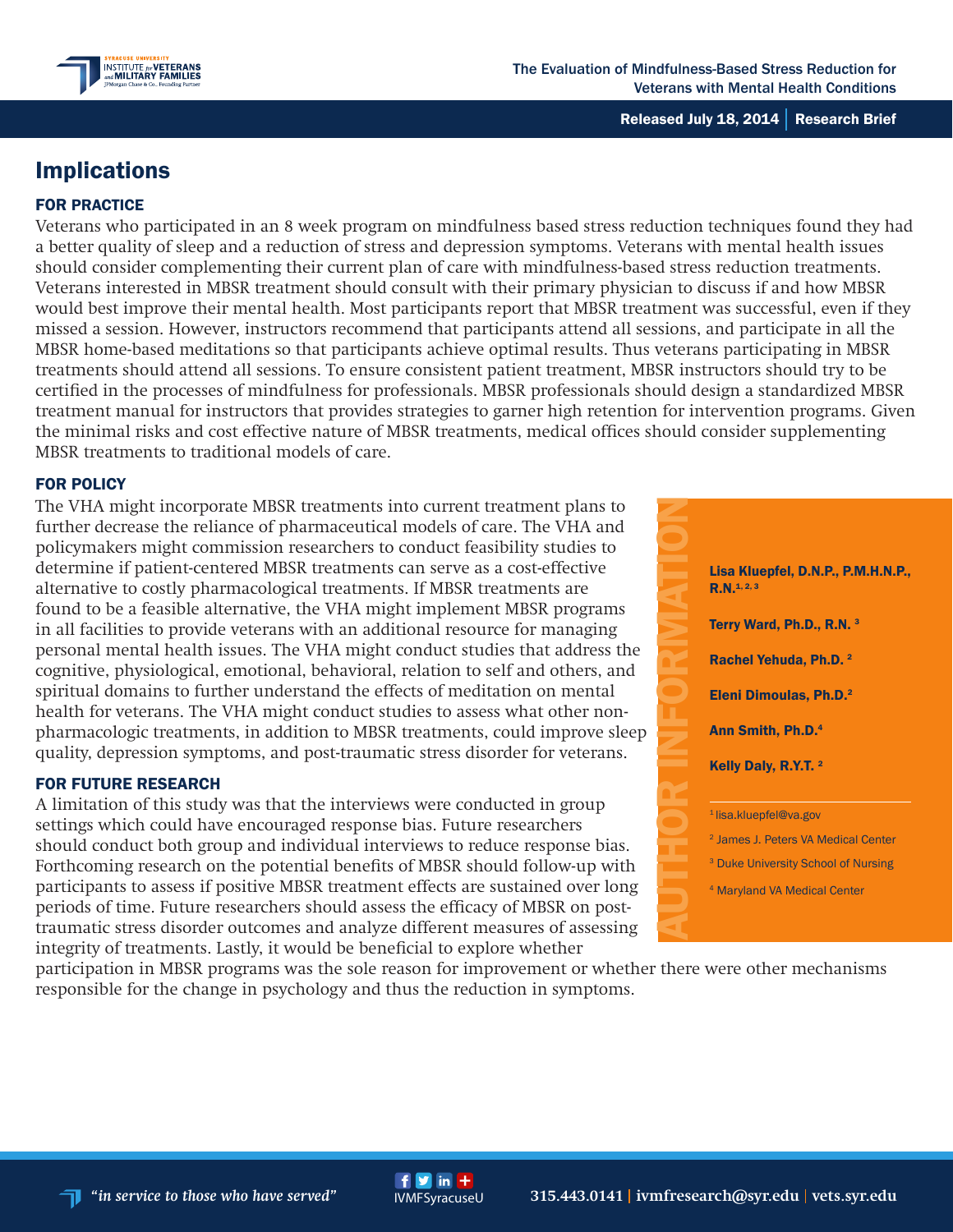## Implications

### FOR PRACTICE

Veterans who participated in an 8 week program on mindfulness based stress reduction techniques found they had a better quality of sleep and a reduction of stress and depression symptoms. Veterans with mental health issues should consider complementing their current plan of care with mindfulness-based stress reduction treatments. Veterans interested in MBSR treatment should consult with their primary physician to discuss if and how MBSR would best improve their mental health. Most participants report that MBSR treatment was successful, even if they missed a session. However, instructors recommend that participants attend all sessions, and participate in all the MBSR home-based meditations so that participants achieve optimal results. Thus veterans participating in MBSR treatments should attend all sessions. To ensure consistent patient treatment, MBSR instructors should try to be certified in the processes of mindfulness for professionals. MBSR professionals should design a standardized MBSR treatment manual for instructors that provides strategies to garner high retention for intervention programs. Given the minimal risks and cost effective nature of MBSR treatments, medical offices should consider supplementing MBSR treatments to traditional models of care.

### FOR POLICY

The VHA might incorporate MBSR treatments into current treatment plans to further decrease the reliance of pharmaceutical models of care. The VHA and policymakers might commission researchers to conduct feasibility studies to determine if patient-centered MBSR treatments can serve as a cost-effective alternative to costly pharmacological treatments. If MBSR treatments are found to be a feasible alternative, the VHA might implement MBSR programs in all facilities to provide veterans with an additional resource for managing personal mental health issues. The VHA might conduct studies that address the cognitive, physiological, emotional, behavioral, relation to self and others, and spiritual domains to further understand the effects of meditation on mental health for veterans. The VHA might conduct studies to assess what other non-pharmacologic treatments, in addition to MBSR treatments, could improve sleep quality, depression symptoms, and post-traumatic stress disorder for veterans.

### FOR FUTURE RESEARCH

A limitation of this study was that the interviews were conducted in group settings which could have encouraged response bias. Future researchers should conduct both group and individual interviews to reduce response bias. Forthcoming research on the potential benefits of MBSR should follow-up with participants to assess if positive MBSR treatment effects are sustained over long periods of time. Future researchers should assess the efficacy of MBSR on post-traumatic stress disorder outcomes and analyze different measures of assessing integrity of treatments. Lastly, it would be beneficial to explore whether participation in MBSR programs was the sole reason for improvement or whether there were other mechanisms responsible for the change in psychology and thus the reduction in symptoms.

### AUTHOR INFORMATION

**Lisa Kluepfel, D.N.P., P.M.H.N.P., R.N.**[1, 2, 3]

**Terry Ward, Ph.D., R.N.**[3]

**Rachel Yehuda, Ph.D.**[2]

**Eleni Dimoulas, Ph.D.**[2]

**Ann Smith, Ph.D.**[4]

**Kelly Daly, R.Y.T.**[2]

[1] lisa.kluepfel@va.gov

[2] James J. Peters VA Medical Center

[3] Duke University School of Nursing

[4] Maryland VA Medical Center

*"in service to those who have served"*

IVMFSyracuseU

315.443.0141 | ivmfresearch@syr.edu | vets.syr.edu